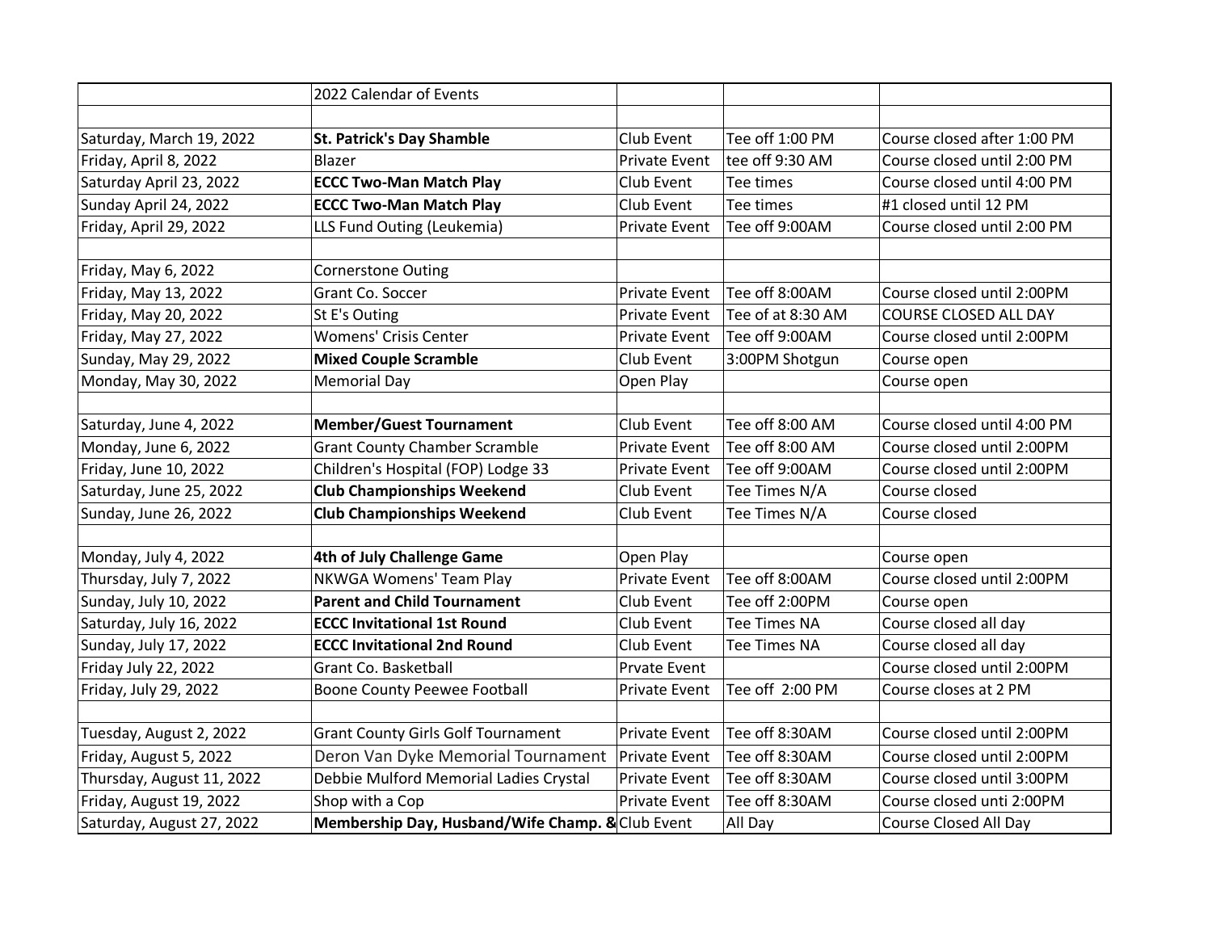| | 2022 Calendar of Events | | | |
|---|---|---|---|---|
| | | | | |
| Saturday, March 19, 2022 | **St. Patrick's Day Shamble** | Club Event | Tee off 1:00 PM | Course closed after 1:00 PM |
| Friday, April 8, 2022 | Blazer | Private Event | tee off 9:30 AM | Course closed until 2:00 PM |
| Saturday April 23, 2022 | **ECCC Two-Man Match Play** | Club Event | Tee times | Course closed until 4:00 PM |
| Sunday April 24, 2022 | **ECCC Two-Man Match Play** | Club Event | Tee times | #1 closed until 12 PM |
| Friday, April 29, 2022 | LLS Fund Outing (Leukemia) | Private Event | Tee off 9:00AM | Course closed until 2:00 PM |
| | | | | |
| Friday, May 6, 2022 | Cornerstone Outing | | | |
| Friday, May 13, 2022 | Grant Co. Soccer | Private Event | Tee off 8:00AM | Course closed until 2:00PM |
| Friday, May 20, 2022 | St E's Outing | Private Event | Tee of at 8:30 AM | COURSE CLOSED ALL DAY |
| Friday, May 27, 2022 | Womens' Crisis Center | Private Event | Tee off 9:00AM | Course closed until 2:00PM |
| Sunday, May 29, 2022 | **Mixed Couple Scramble** | Club Event | 3:00PM Shotgun | Course open |
| Monday, May 30, 2022 | Memorial Day | Open Play | | Course open |
| | | | | |
| Saturday, June 4, 2022 | **Member/Guest Tournament** | Club Event | Tee off 8:00 AM | Course closed until 4:00 PM |
| Monday, June 6, 2022 | Grant County Chamber Scramble | Private Event | Tee off 8:00 AM | Course closed until 2:00PM |
| Friday, June 10, 2022 | Children's Hospital (FOP) Lodge 33 | Private Event | Tee off 9:00AM | Course closed until 2:00PM |
| Saturday, June 25, 2022 | **Club Championships Weekend** | Club Event | Tee Times N/A | Course closed |
| Sunday, June 26, 2022 | **Club Championships Weekend** | Club Event | Tee Times N/A | Course closed |
| | | | | |
| Monday, July 4, 2022 | **4th of July Challenge Game** | Open Play | | Course open |
| Thursday, July 7, 2022 | NKWGA Womens' Team Play | Private Event | Tee off 8:00AM | Course closed until 2:00PM |
| Sunday, July 10, 2022 | **Parent and Child Tournament** | Club Event | Tee off 2:00PM | Course open |
| Saturday, July 16, 2022 | **ECCC Invitational 1st Round** | Club Event | Tee Times NA | Course closed all day |
| Sunday, July 17, 2022 | **ECCC Invitational 2nd Round** | Club Event | Tee Times NA | Course closed all day |
| Friday July 22, 2022 | Grant Co. Basketball | Prvate Event | | Course closed until 2:00PM |
| Friday, July 29, 2022 | Boone County Peewee Football | Private Event | Tee off 2:00 PM | Course closes at 2 PM |
| | | | | |
| Tuesday, August 2, 2022 | Grant County Girls Golf Tournament | Private Event | Tee off 8:30AM | Course closed until 2:00PM |
| Friday, August 5, 2022 | Deron Van Dyke Memorial Tournament | Private Event | Tee off 8:30AM | Course closed until 2:00PM |
| Thursday, August 11, 2022 | Debbie Mulford Memorial Ladies Crystal | Private Event | Tee off 8:30AM | Course closed until 3:00PM |
| Friday, August 19, 2022 | Shop with a Cop | Private Event | Tee off 8:30AM | Course closed unti 2:00PM |
| Saturday, August 27, 2022 | **Membership Day, Husband/Wife Champ. &** | Club Event | All Day | Course Closed All Day |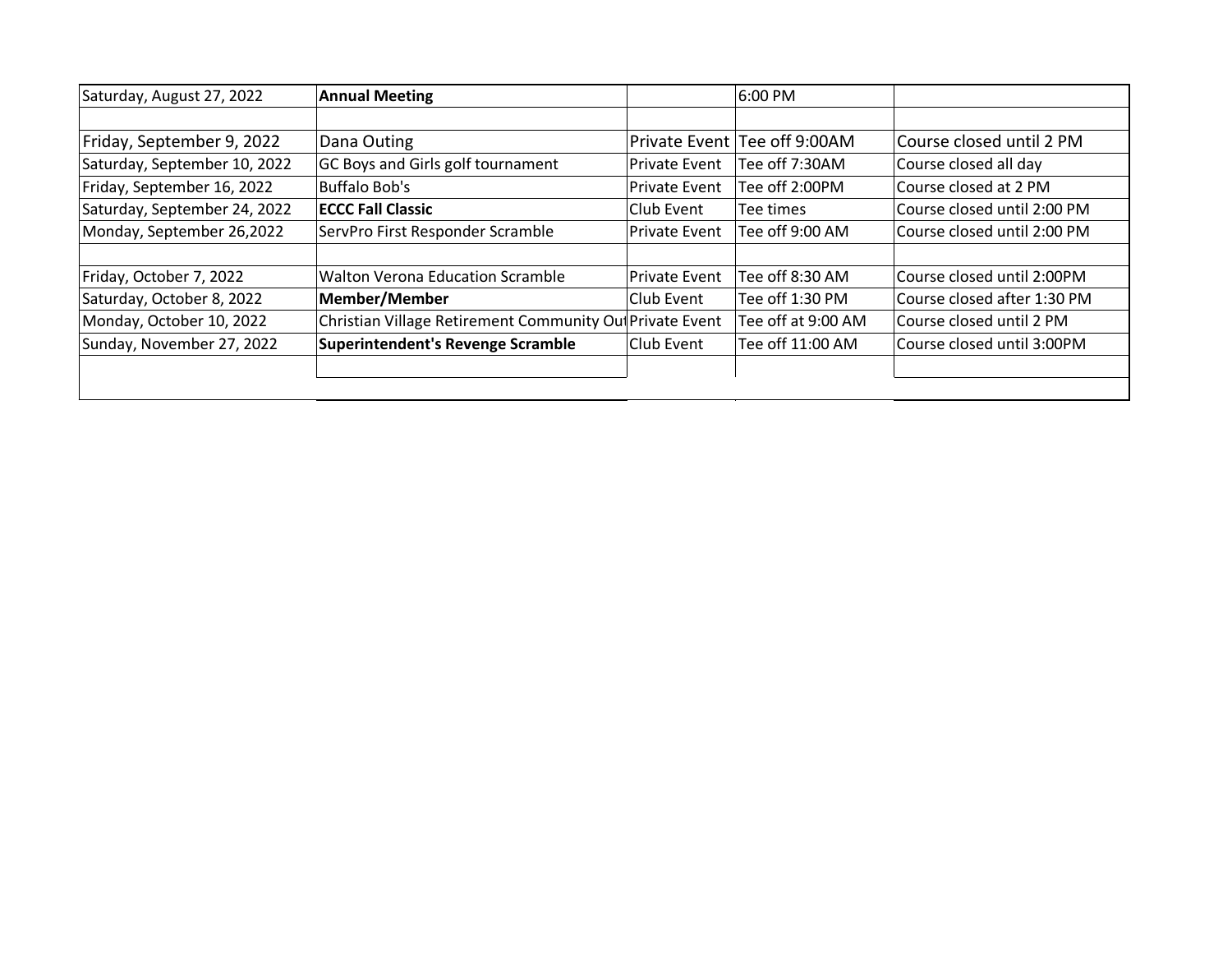| | | | | |
|---|---|---|---|---|
| Saturday, August 27, 2022 | **Annual Meeting** | | 6:00 PM | |
| | | | | |
| Friday, September 9, 2022 | Dana Outing | Private Event | Tee off 9:00AM | Course closed until 2 PM |
| Saturday, September 10, 2022 | GC Boys and Girls golf tournament | Private Event | Tee off 7:30AM | Course closed all day |
| Friday, September 16, 2022 | Buffalo Bob's | Private Event | Tee off 2:00PM | Course closed at 2 PM |
| Saturday, September 24, 2022 | **ECCC Fall Classic** | Club Event | Tee times | Course closed until 2:00 PM |
| Monday, September 26,2022 | ServPro First Responder Scramble | Private Event | Tee off 9:00 AM | Course closed until 2:00 PM |
| | | | | |
| Friday, October 7, 2022 | Walton Verona Education Scramble | Private Event | Tee off 8:30 AM | Course closed until 2:00PM |
| Saturday, October 8, 2022 | **Member/Member** | Club Event | Tee off 1:30 PM | Course closed after 1:30 PM |
| Monday, October 10, 2022 | Christian Village Retirement Community Out | Private Event | Tee off at 9:00 AM | Course closed until 2 PM |
| Sunday, November 27, 2022 | **Superintendent's Revenge Scramble** | Club Event | Tee off 11:00 AM | Course closed until 3:00PM |
| | | | | |
| | | | | |